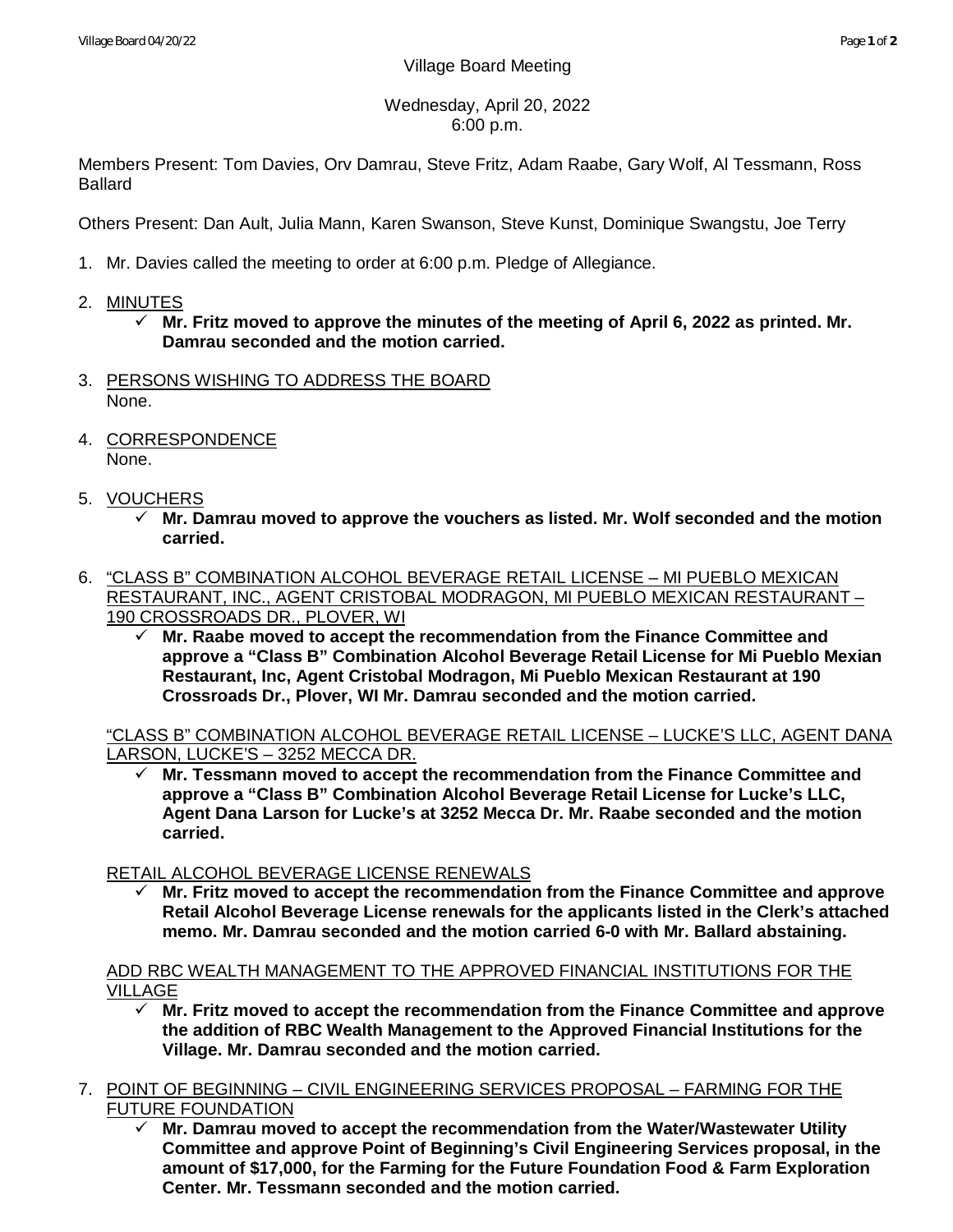Village Board Meeting

Wednesday, April 20, 2022
6:00 p.m.

Members Present: Tom Davies, Orv Damrau, Steve Fritz, Adam Raabe, Gary Wolf, Al Tessmann, Ross Ballard

Others Present: Dan Ault, Julia Mann, Karen Swanson, Steve Kunst, Dominique Swangstu, Joe Terry

1. Mr. Davies called the meeting to order at 6:00 p.m. Pledge of Allegiance.

2. <u>MINUTES</u>
   - ✓ **Mr. Fritz moved to approve the minutes of the meeting of April 6, 2022 as printed. Mr. Damrau seconded and the motion carried.**

3. <u>PERSONS WISHING TO ADDRESS THE BOARD</u>
   None.

4. <u>CORRESPONDENCE</u>
   None.

5. <u>VOUCHERS</u>
   - ✓ **Mr. Damrau moved to approve the vouchers as listed. Mr. Wolf seconded and the motion carried.**

6. <u>"CLASS B" COMBINATION ALCOHOL BEVERAGE RETAIL LICENSE – MI PUEBLO MEXICAN RESTAURANT, INC., AGENT CRISTOBAL MODRAGON, MI PUEBLO MEXICAN RESTAURANT – 190 CROSSROADS DR., PLOVER, WI</u>
   - ✓ **Mr. Raabe moved to accept the recommendation from the Finance Committee and approve a "Class B" Combination Alcohol Beverage Retail License for Mi Pueblo Mexian Restaurant, Inc, Agent Cristobal Modragon, Mi Pueblo Mexican Restaurant at 190 Crossroads Dr., Plover, WI Mr. Damrau seconded and the motion carried.**

   <u>"CLASS B" COMBINATION ALCOHOL BEVERAGE RETAIL LICENSE – LUCKE'S LLC, AGENT DANA LARSON, LUCKE'S – 3252 MECCA DR.</u>
   - ✓ **Mr. Tessmann moved to accept the recommendation from the Finance Committee and approve a "Class B" Combination Alcohol Beverage Retail License for Lucke's LLC, Agent Dana Larson for Lucke's at 3252 Mecca Dr. Mr. Raabe seconded and the motion carried.**

   <u>RETAIL ALCOHOL BEVERAGE LICENSE RENEWALS</u>
   - ✓ **Mr. Fritz moved to accept the recommendation from the Finance Committee and approve Retail Alcohol Beverage License renewals for the applicants listed in the Clerk's attached memo. Mr. Damrau seconded and the motion carried 6-0 with Mr. Ballard abstaining.**

   <u>ADD RBC WEALTH MANAGEMENT TO THE APPROVED FINANCIAL INSTITUTIONS FOR THE VILLAGE</u>
   - ✓ **Mr. Fritz moved to accept the recommendation from the Finance Committee and approve the addition of RBC Wealth Management to the Approved Financial Institutions for the Village. Mr. Damrau seconded and the motion carried.**

7. <u>POINT OF BEGINNING – CIVIL ENGINEERING SERVICES PROPOSAL – FARMING FOR THE FUTURE FOUNDATION</u>
   - ✓ **Mr. Damrau moved to accept the recommendation from the Water/Wastewater Utility Committee and approve Point of Beginning's Civil Engineering Services proposal, in the amount of $17,000, for the Farming for the Future Foundation Food & Farm Exploration Center. Mr. Tessmann seconded and the motion carried.**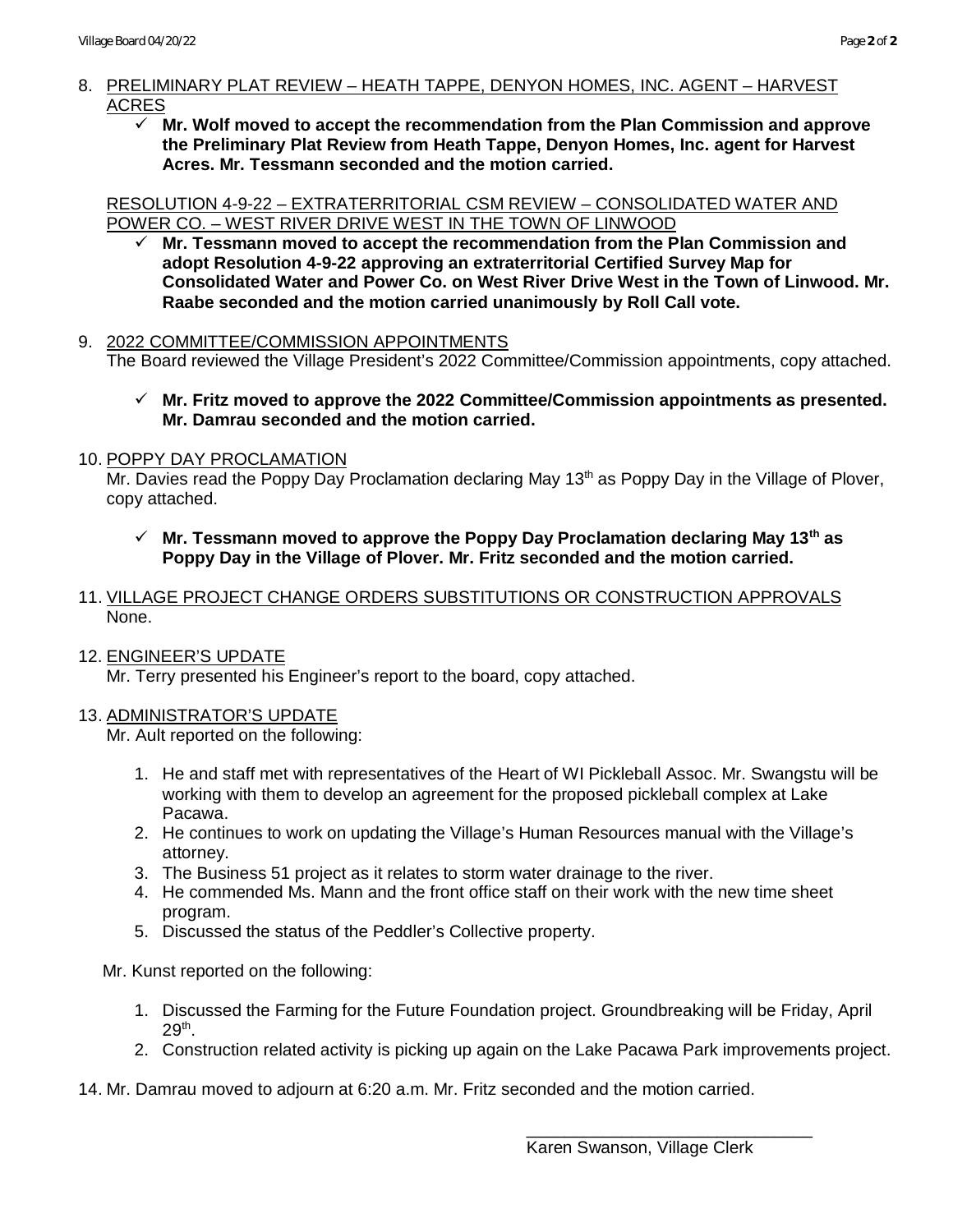8. <u>PRELIMINARY PLAT REVIEW – HEATH TAPPE, DENYON HOMES, INC. AGENT – HARVEST ACRES</u>
   - ✓ **Mr. Wolf moved to accept the recommendation from the Plan Commission and approve the Preliminary Plat Review from Heath Tappe, Denyon Homes, Inc. agent for Harvest Acres. Mr. Tessmann seconded and the motion carried.**

   <u>RESOLUTION 4-9-22 – EXTRATERRITORIAL CSM REVIEW – CONSOLIDATED WATER AND POWER CO. – WEST RIVER DRIVE WEST IN THE TOWN OF LINWOOD</u>
   - ✓ **Mr. Tessmann moved to accept the recommendation from the Plan Commission and adopt Resolution 4-9-22 approving an extraterritorial Certified Survey Map for Consolidated Water and Power Co. on West River Drive West in the Town of Linwood. Mr. Raabe seconded and the motion carried unanimously by Roll Call vote.**

9. <u>2022 COMMITTEE/COMMISSION APPOINTMENTS</u>
   The Board reviewed the Village President's 2022 Committee/Commission appointments, copy attached.
   - ✓ **Mr. Fritz moved to approve the 2022 Committee/Commission appointments as presented. Mr. Damrau seconded and the motion carried.**

10. <u>POPPY DAY PROCLAMATION</u>
    Mr. Davies read the Poppy Day Proclamation declaring May 13th as Poppy Day in the Village of Plover, copy attached.
    - ✓ **Mr. Tessmann moved to approve the Poppy Day Proclamation declaring May 13th as Poppy Day in the Village of Plover. Mr. Fritz seconded and the motion carried.**

11. <u>VILLAGE PROJECT CHANGE ORDERS SUBSTITUTIONS OR CONSTRUCTION APPROVALS</u>
    None.

12. <u>ENGINEER'S UPDATE</u>
    Mr. Terry presented his Engineer's report to the board, copy attached.

13. <u>ADMINISTRATOR'S UPDATE</u>
    Mr. Ault reported on the following:
    1. He and staff met with representatives of the Heart of WI Pickleball Assoc. Mr. Swangstu will be working with them to develop an agreement for the proposed pickleball complex at Lake Pacawa.
    2. He continues to work on updating the Village's Human Resources manual with the Village's attorney.
    3. The Business 51 project as it relates to storm water drainage to the river.
    4. He commended Ms. Mann and the front office staff on their work with the new time sheet program.
    5. Discussed the status of the Peddler's Collective property.

    Mr. Kunst reported on the following:
    1. Discussed the Farming for the Future Foundation project. Groundbreaking will be Friday, April 29th.
    2. Construction related activity is picking up again on the Lake Pacawa Park improvements project.

14. Mr. Damrau moved to adjourn at 6:20 a.m. Mr. Fritz seconded and the motion carried.

\_\_\_\_\_\_\_\_\_\_\_\_\_\_\_\_\_\_\_\_\_\_\_\_\_\_\_\_\_\_

Karen Swanson, Village Clerk